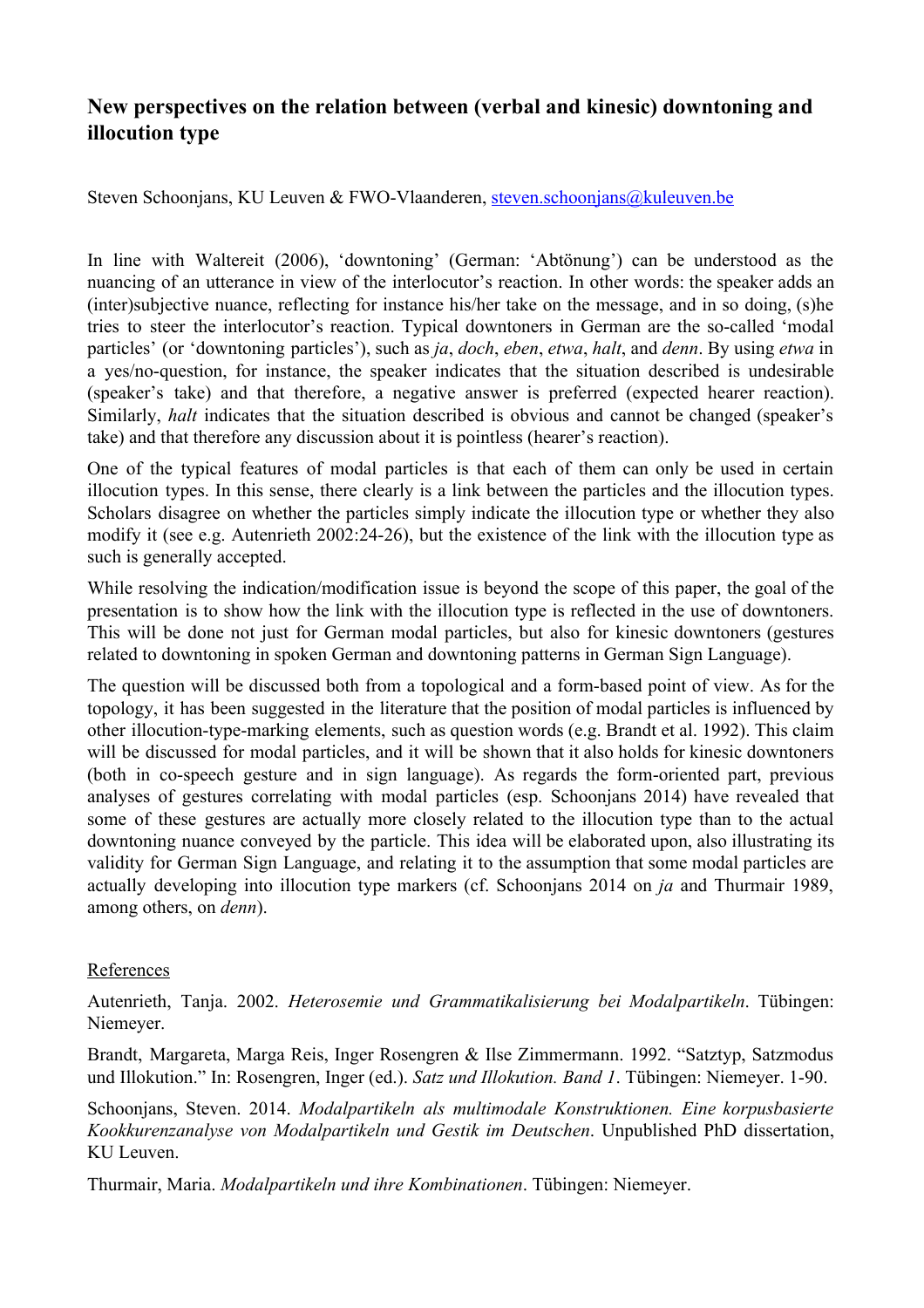# New perspectives on the relation between (verbal and kinesic) downtoning and illocution type

Steven Schoonjans, KU Leuven & FWO-Vlaanderen, steven.schoonjans@kuleuven.be

In line with Waltereit (2006), 'downtoning' (German: 'Abtönung') can be understood as the nuancing of an utterance in view of the interlocutor's reaction. In other words: the speaker adds an (inter)subjective nuance, reflecting for instance his/her take on the message, and in so doing, (s)he tries to steer the interlocutor's reaction. Typical downtoners in German are the so-called 'modal particles' (or 'downtoning particles'), such as *ja*, *doch*, *eben*, *etwa*, *halt*, and *denn*. By using *etwa* in a yes/no-question, for instance, the speaker indicates that the situation described is undesirable (speaker's take) and that therefore, a negative answer is preferred (expected hearer reaction). Similarly, *halt* indicates that the situation described is obvious and cannot be changed (speaker's take) and that therefore any discussion about it is pointless (hearer's reaction).

One of the typical features of modal particles is that each of them can only be used in certain illocution types. In this sense, there clearly is a link between the particles and the illocution types. Scholars disagree on whether the particles simply indicate the illocution type or whether they also modify it (see e.g. Autenrieth 2002:24-26), but the existence of the link with the illocution type as such is generally accepted.

While resolving the indication/modification issue is beyond the scope of this paper, the goal of the presentation is to show how the link with the illocution type is reflected in the use of downtoners. This will be done not just for German modal particles, but also for kinesic downtoners (gestures related to downtoning in spoken German and downtoning patterns in German Sign Language).

The question will be discussed both from a topological and a form-based point of view. As for the topology, it has been suggested in the literature that the position of modal particles is influenced by other illocution-type-marking elements, such as question words (e.g. Brandt et al. 1992). This claim will be discussed for modal particles, and it will be shown that it also holds for kinesic downtoners (both in co-speech gesture and in sign language). As regards the form-oriented part, previous analyses of gestures correlating with modal particles (esp. Schoonjans 2014) have revealed that some of these gestures are actually more closely related to the illocution type than to the actual downtoning nuance conveyed by the particle. This idea will be elaborated upon, also illustrating its validity for German Sign Language, and relating it to the assumption that some modal particles are actually developing into illocution type markers (cf. Schoonjans 2014 on *ja* and Thurmair 1989, among others, on *denn*).

## References

Autenrieth, Tanja. 2002. *Heterosemie und Grammatikalisierung bei Modalpartikeln*. Tübingen: Niemeyer.

Brandt, Margareta, Marga Reis, Inger Rosengren & Ilse Zimmermann. 1992. "Satztyp, Satzmodus und Illokution." In: Rosengren, Inger (ed.). *Satz und Illokution. Band 1*. Tübingen: Niemeyer. 1-90.

Schoonjans, Steven. 2014. *Modalpartikeln als multimodale Konstruktionen. Eine korpusbasierte Kookkurenzanalyse von Modalpartikeln und Gestik im Deutschen*. Unpublished PhD dissertation, KU Leuven.

Thurmair, Maria. *Modalpartikeln und ihre Kombinationen*. Tübingen: Niemeyer.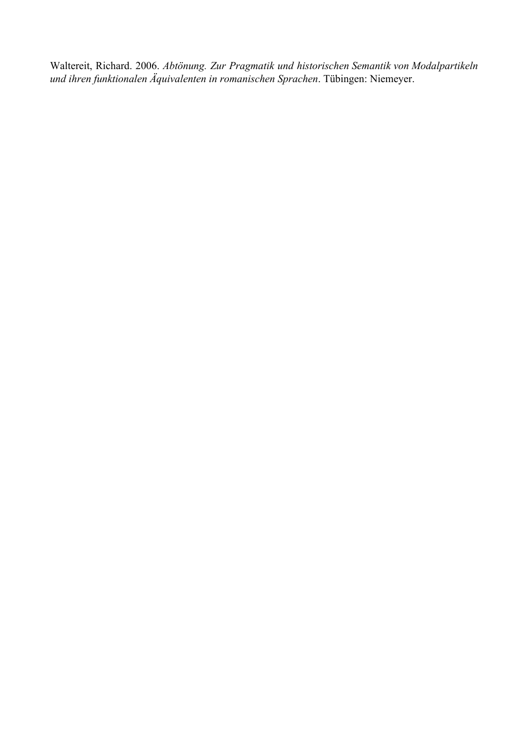Waltereit, Richard. 2006. *Abtönung. Zur Pragmatik und historischen Semantik von Modalpartikeln und ihren funktionalen Äquivalenten in romanischen Sprachen*. Tübingen: Niemeyer.